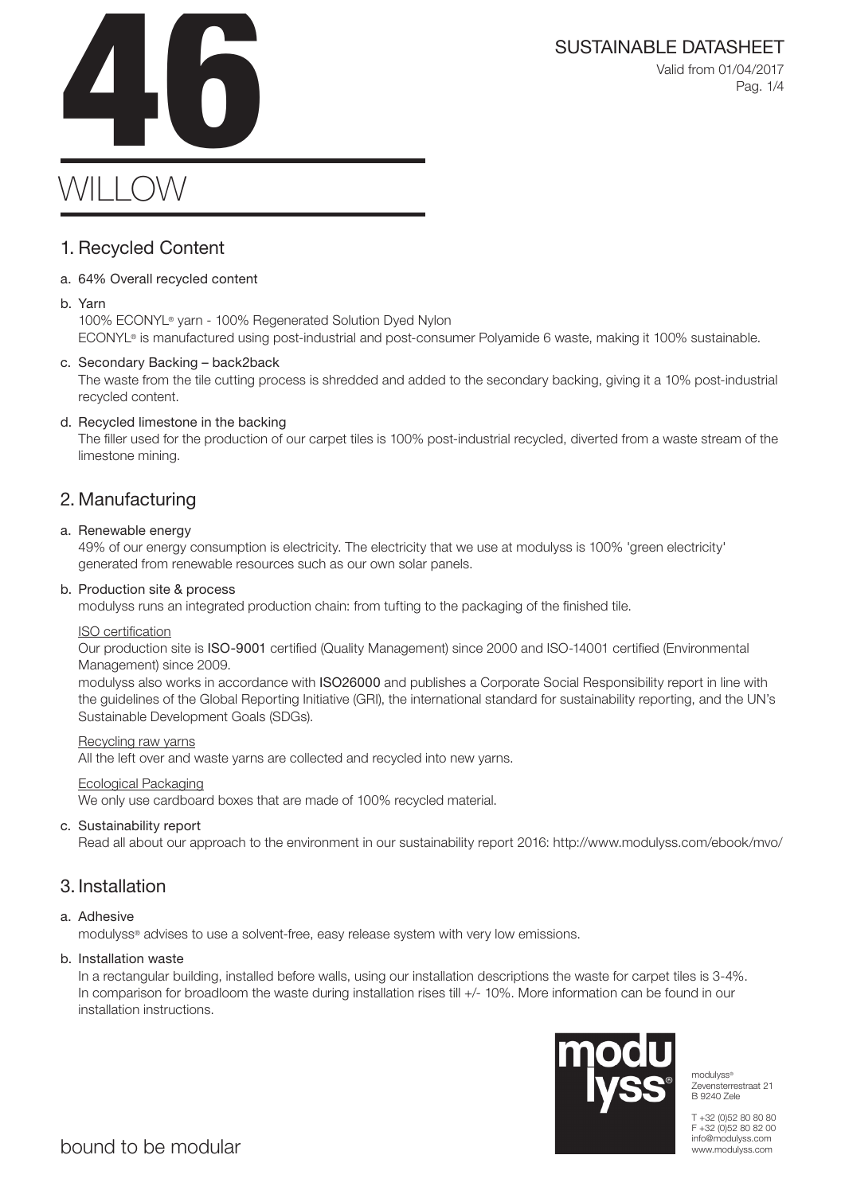# 46

SUSTAINABLE DATASHEET

Valid from 01/04/2017

# WILLOW

## 1. Recycled Content

a. 64% Overall recycled content

b. Yarn
100% ECONYL® yarn - 100% Regenerated Solution Dyed Nylon
ECONYL® is manufactured using post-industrial and post-consumer Polyamide 6 waste, making it 100% sustainable.

c. Secondary Backing – back2back
The waste from the tile cutting process is shredded and added to the secondary backing, giving it a 10% post-industrial recycled content.

d. Recycled limestone in the backing
The filler used for the production of our carpet tiles is 100% post-industrial recycled, diverted from a waste stream of the limestone mining.

## 2. Manufacturing

a. Renewable energy
49% of our energy consumption is electricity. The electricity that we use at modulyss is 100% 'green electricity' generated from renewable resources such as our own solar panels.

b. Production site & process
modulyss runs an integrated production chain: from tufting to the packaging of the finished tile.

ISO certification
Our production site is **ISO-9001** certified (Quality Management) since 2000 and ISO-14001 certified (Environmental Management) since 2009.
modulyss also works in accordance with **ISO26000** and publishes a Corporate Social Responsibility report in line with the guidelines of the Global Reporting Initiative (GRI), the international standard for sustainability reporting, and the UN's Sustainable Development Goals (SDGs).

Recycling raw yarns
All the left over and waste yarns are collected and recycled into new yarns.

Ecological Packaging
We only use cardboard boxes that are made of 100% recycled material.

c. Sustainability report
Read all about our approach to the environment in our sustainability report 2016: http://www.modulyss.com/ebook/mvo/

## 3. Installation

a. Adhesive
modulyss® advises to use a solvent-free, easy release system with very low emissions.

b. Installation waste
In a rectangular building, installed before walls, using our installation descriptions the waste for carpet tiles is 3-4%. In comparison for broadloom the waste during installation rises till +/- 10%. More information can be found in our installation instructions.

modulyss®
Zevensterrestraat 21
B 9240 Zele

T +32 (0)52 80 80 80
F +32 (0)52 80 82 00
info@modulyss.com
www.modulyss.com

bound to be modular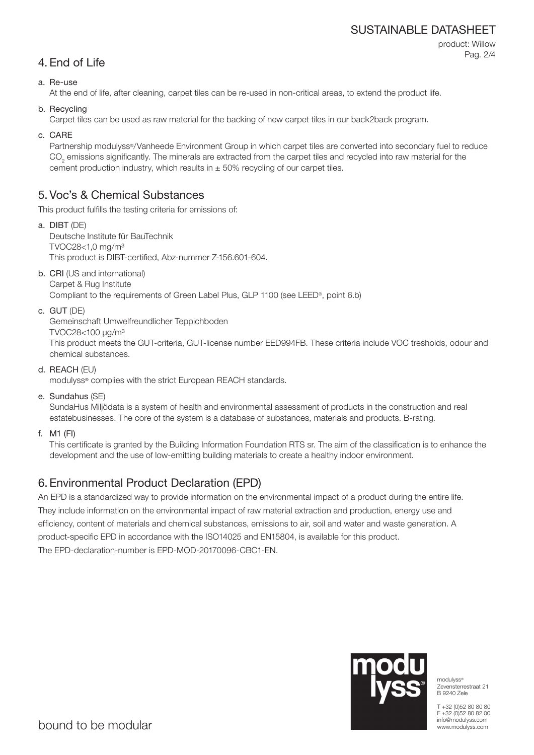## 4. End of Life

a. Re-use
   At the end of life, after cleaning, carpet tiles can be re-used in non-critical areas, to extend the product life.

b. Recycling
   Carpet tiles can be used as raw material for the backing of new carpet tiles in our back2back program.

c. CARE
   Partnership modulyss®/Vanheede Environment Group in which carpet tiles are converted into secondary fuel to reduce $CO_2$ emissions significantly. The minerals are extracted from the carpet tiles and recycled into raw material for the cement production industry, which results in ± 50% recycling of our carpet tiles.

## 5. Voc's & Chemical Substances

This product fulfills the testing criteria for emissions of:

a. **DIBT** (DE)
   Deutsche Institute für BauTechnik
   TVOC28<1,0 mg/m³
   This product is DIBT-certified, Abz-nummer Z-156.601-604.

b. **CRI** (US and international)
   Carpet & Rug Institute
   Compliant to the requirements of Green Label Plus, GLP 1100 (see LEED®, point 6.b)

c. **GUT** (DE)
   Gemeinschaft Umwelfreundlicher Teppichboden
   TVOC28<100 µg/m³
   This product meets the GUT-criteria, GUT-license number EED994FB. These criteria include VOC tresholds, odour and chemical substances.

d. **REACH** (EU)
   modulyss® complies with the strict European REACH standards.

e. **Sundahus** (SE)
   SundaHus Miljödata is a system of health and environmental assessment of products in the construction and real estatebusinesses. The core of the system is a database of substances, materials and products. B-rating.

f. **M1 (FI)**
   This certificate is granted by the Building Information Foundation RTS sr. The aim of the classification is to enhance the development and the use of low-emitting building materials to create a healthy indoor environment.

## 6. Environmental Product Declaration (EPD)

An EPD is a standardized way to provide information on the environmental impact of a product during the entire life. They include information on the environmental impact of raw material extraction and production, energy use and efficiency, content of materials and chemical substances, emissions to air, soil and water and waste generation. A product-specific EPD in accordance with the ISO14025 and EN15804, is available for this product.
The EPD-declaration-number is EPD-MOD-20170096-CBC1-EN.

modulyss®
Zevensterrestraat 21
B 9240 Zele

T +32 (0)52 80 80 80
F +32 (0)52 80 82 00
info@modulyss.com
www.modulyss.com

bound to be modular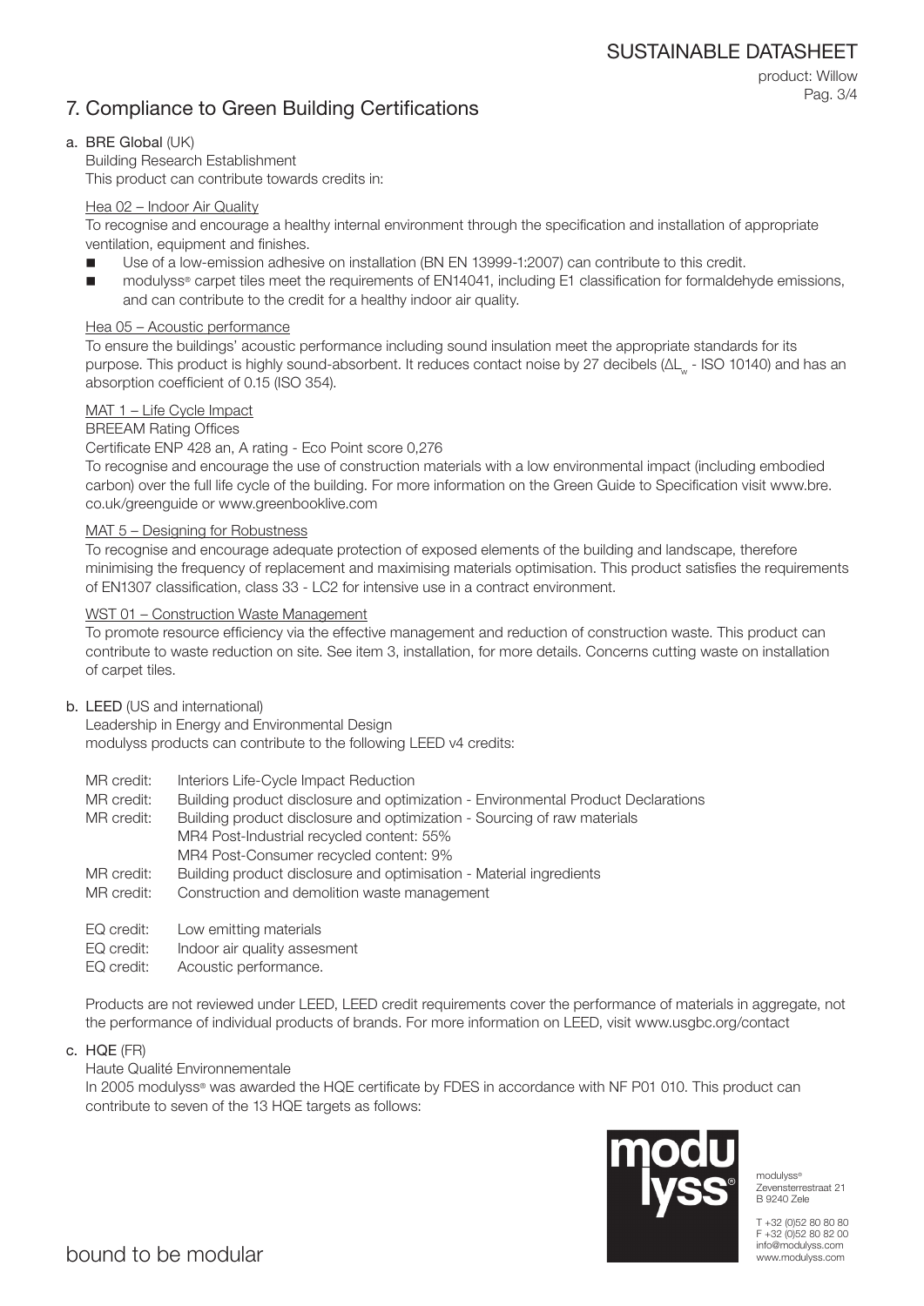## 7. Compliance to Green Building Certifications

**a. BRE Global** (UK)

Building Research Establishment

This product can contribute towards credits in:

Hea 02 – Indoor Air Quality

To recognise and encourage a healthy internal environment through the specification and installation of appropriate ventilation, equipment and finishes.

- Use of a low-emission adhesive on installation (BN EN 13999-1:2007) can contribute to this credit.
- modulyss® carpet tiles meet the requirements of EN14041, including E1 classification for formaldehyde emissions, and can contribute to the credit for a healthy indoor air quality.

Hea 05 – Acoustic performance

To ensure the buildings' acoustic performance including sound insulation meet the appropriate standards for its purpose. This product is highly sound-absorbent. It reduces contact noise by 27 decibels ($\Delta L_w$ - ISO 10140) and has an absorption coefficient of 0.15 (ISO 354).

MAT 1 – Life Cycle Impact

BREEAM Rating Offices

Certificate ENP 428 an, A rating - Eco Point score 0,276

To recognise and encourage the use of construction materials with a low environmental impact (including embodied carbon) over the full life cycle of the building. For more information on the Green Guide to Specification visit www.bre.co.uk/greenguide or www.greenbooklive.com

MAT 5 – Designing for Robustness

To recognise and encourage adequate protection of exposed elements of the building and landscape, therefore minimising the frequency of replacement and maximising materials optimisation. This product satisfies the requirements of EN1307 classification, class 33 - LC2 for intensive use in a contract environment.

WST 01 – Construction Waste Management

To promote resource efficiency via the effective management and reduction of construction waste. This product can contribute to waste reduction on site. See item 3, installation, for more details. Concerns cutting waste on installation of carpet tiles.

**b. LEED** (US and international)

Leadership in Energy and Environmental Design

modulyss products can contribute to the following LEED v4 credits:

MR credit: Interiors Life-Cycle Impact Reduction
MR credit: Building product disclosure and optimization - Environmental Product Declarations
MR credit: Building product disclosure and optimization - Sourcing of raw materials
MR4 Post-Industrial recycled content: 55%
MR4 Post-Consumer recycled content: 9%
MR credit: Building product disclosure and optimisation - Material ingredients
MR credit: Construction and demolition waste management

EQ credit: Low emitting materials
EQ credit: Indoor air quality assesment
EQ credit: Acoustic performance.

Products are not reviewed under LEED, LEED credit requirements cover the performance of materials in aggregate, not the performance of individual products of brands. For more information on LEED, visit www.usgbc.org/contact

**c. HQE** (FR)

Haute Qualité Environnementale

In 2005 modulyss® was awarded the HQE certificate by FDES in accordance with NF P01 010. This product can contribute to seven of the 13 HQE targets as follows:

modulyss®
Zevensterrestraat 21
B 9240 Zele

T +32 (0)52 80 80 80
F +32 (0)52 80 82 00
info@modulyss.com
www.modulyss.com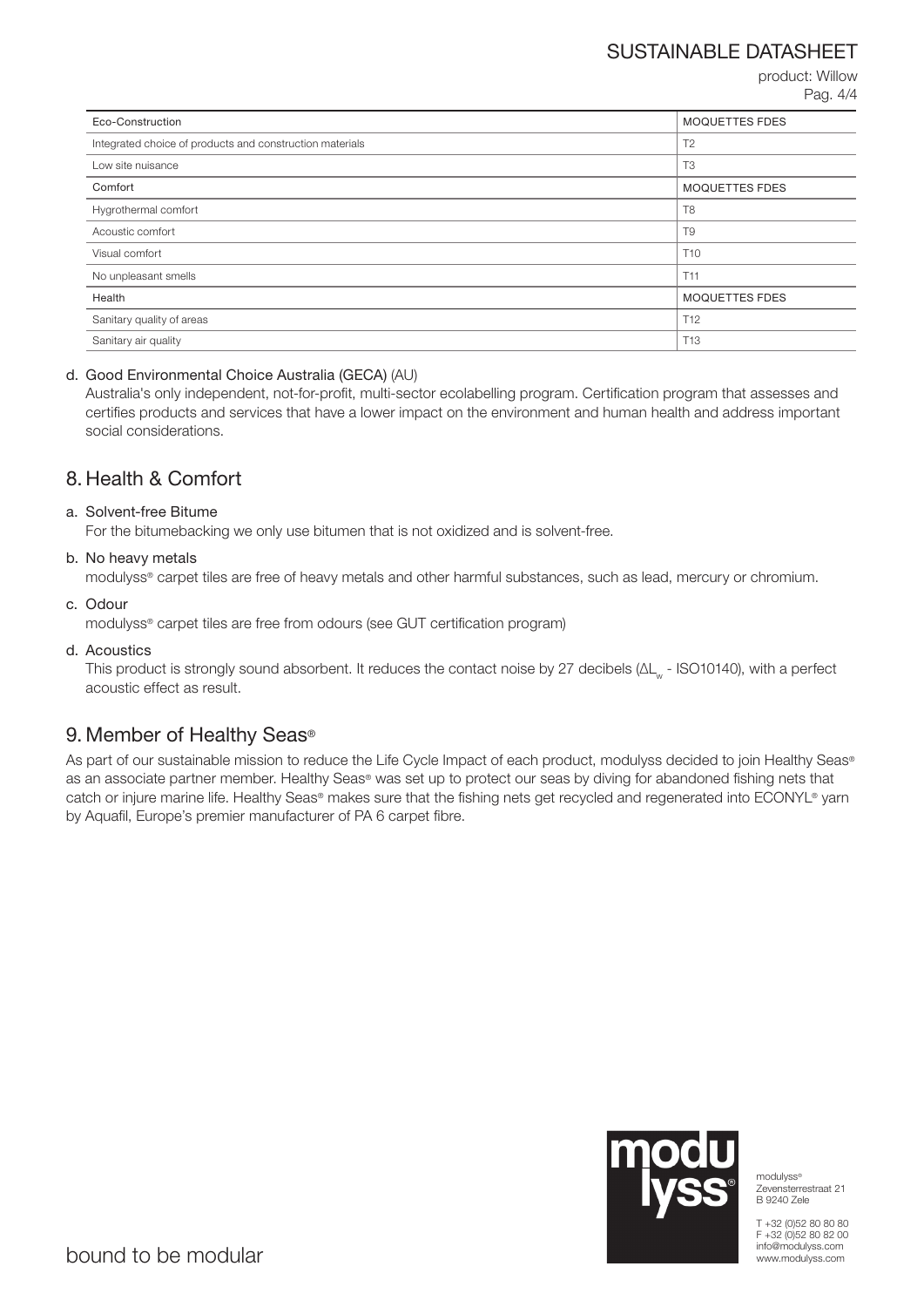| Eco-Construction | MOQUETTES FDES |
|---|---|
| Integrated choice of products and construction materials | T2 |
| Low site nuisance | T3 |
| **Comfort** | **MOQUETTES FDES** |
| Hygrothermal comfort | T8 |
| Acoustic comfort | T9 |
| Visual comfort | T10 |
| No unpleasant smells | T11 |
| **Health** | **MOQUETTES FDES** |
| Sanitary quality of areas | T12 |
| Sanitary air quality | T13 |

d. Good Environmental Choice Australia (GECA) (AU)

Australia's only independent, not-for-profit, multi-sector ecolabelling program. Certification program that assesses and certifies products and services that have a lower impact on the environment and human health and address important social considerations.

## 8. Health & Comfort

a. Solvent-free Bitume

For the bitumebacking we only use bitumen that is not oxidized and is solvent-free.

b. No heavy metals

modulyss® carpet tiles are free of heavy metals and other harmful substances, such as lead, mercury or chromium.

c. Odour

modulyss® carpet tiles are free from odours (see GUT certification program)

d. Acoustics

This product is strongly sound absorbent. It reduces the contact noise by 27 decibels ($\Delta L_w$ - ISO10140), with a perfect acoustic effect as result.

## 9. Member of Healthy Seas®

As part of our sustainable mission to reduce the Life Cycle Impact of each product, modulyss decided to join Healthy Seas® as an associate partner member. Healthy Seas® was set up to protect our seas by diving for abandoned fishing nets that catch or injure marine life. Healthy Seas® makes sure that the fishing nets get recycled and regenerated into ECONYL® yarn by Aquafil, Europe's premier manufacturer of PA 6 carpet fibre.

bound to be modular

modulyss®
Zevensterrestraat 21
B 9240 Zele

T +32 (0)52 80 80 80
F +32 (0)52 80 82 00
info@modulyss.com
www.modulyss.com